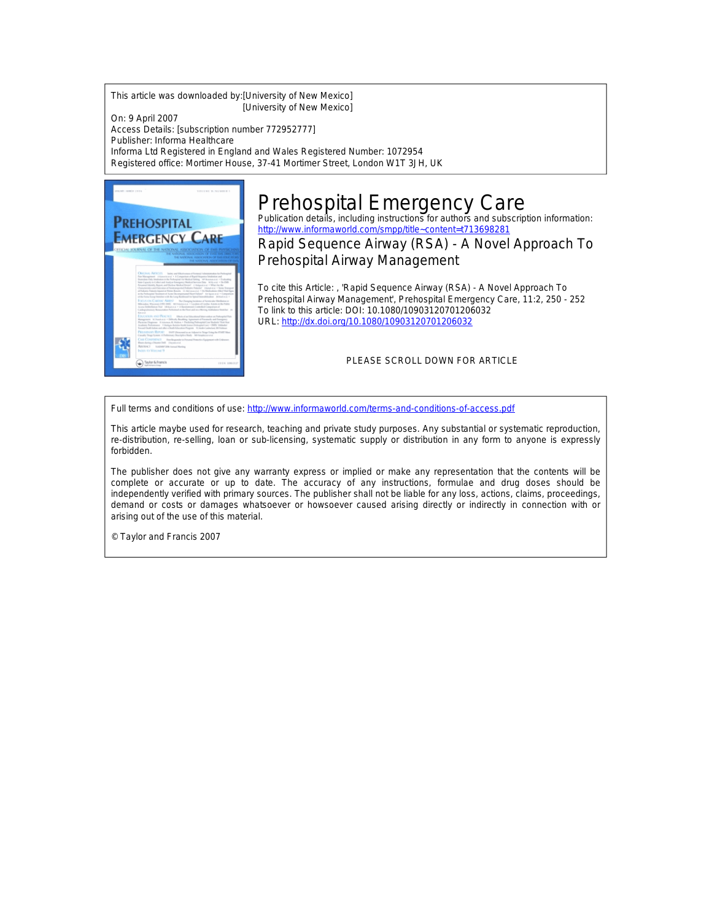This article was downloaded by:[University of New Mexico]
[University of New Mexico]

On: 9 April 2007

Access Details: [subscription number 772952777]

Publisher: Informa Healthcare

Informa Ltd Registered in England and Wales Registered Number: 1072954

Registered office: Mortimer House, 37-41 Mortimer Street, London W1T 3JH, UK

# Prehospital Emergency Care

Publication details, including instructions for authors and subscription information:
http://www.informaworld.com/smpp/title~content=t713698281

## Rapid Sequence Airway (RSA) - A Novel Approach To Prehospital Airway Management

To cite this Article: , 'Rapid Sequence Airway (RSA) - A Novel Approach To Prehospital Airway Management', Prehospital Emergency Care, 11:2, 250 - 252

To link to this article: DOI: 10.1080/10903120701206032

URL: http://dx.doi.org/10.1080/10903120701206032

PLEASE SCROLL DOWN FOR ARTICLE

Full terms and conditions of use: http://www.informaworld.com/terms-and-conditions-of-access.pdf

This article maybe used for research, teaching and private study purposes. Any substantial or systematic reproduction, re-distribution, re-selling, loan or sub-licensing, systematic supply or distribution in any form to anyone is expressly forbidden.

The publisher does not give any warranty express or implied or make any representation that the contents will be complete or accurate or up to date. The accuracy of any instructions, formulae and drug doses should be independently verified with primary sources. The publisher shall not be liable for any loss, actions, claims, proceedings, demand or costs or damages whatsoever or howsoever caused arising directly or indirectly in connection with or arising out of the use of this material.

© Taylor and Francis 2007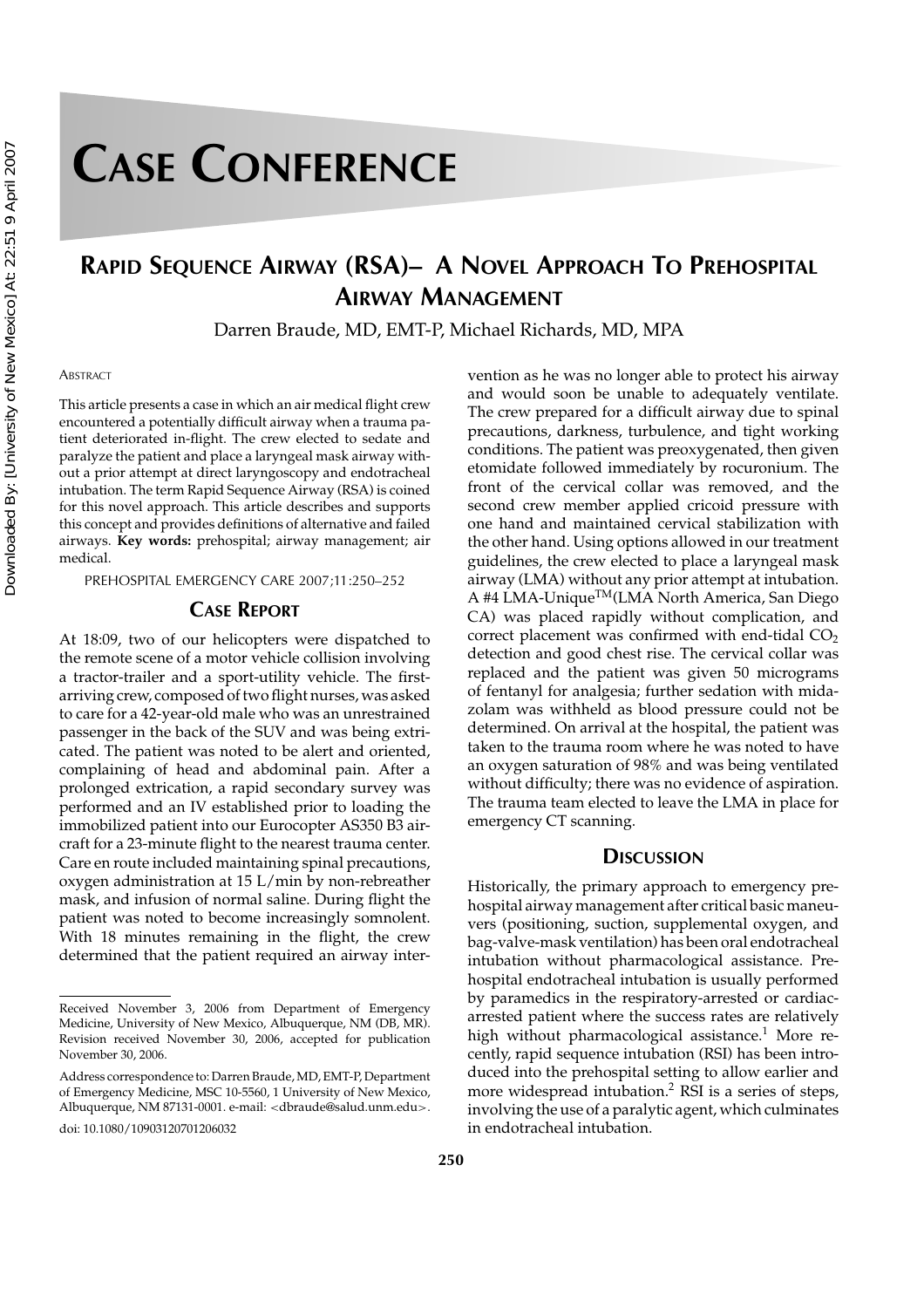# Case Conference

## Rapid Sequence Airway (RSA)– A Novel Approach To Prehospital Airway Management

Darren Braude, MD, EMT-P, Michael Richards, MD, MPA

Abstract

This article presents a case in which an air medical flight crew encountered a potentially difficult airway when a trauma patient deteriorated in-flight. The crew elected to sedate and paralyze the patient and place a laryngeal mask airway without a prior attempt at direct laryngoscopy and endotracheal intubation. The term Rapid Sequence Airway (RSA) is coined for this novel approach. This article describes and supports this concept and provides definitions of alternative and failed airways. **Key words:** prehospital; airway management; air medical.

PREHOSPITAL EMERGENCY CARE 2007;11:250–252

### Case Report

At 18:09, two of our helicopters were dispatched to the remote scene of a motor vehicle collision involving a tractor-trailer and a sport-utility vehicle. The first-arriving crew, composed of two flight nurses, was asked to care for a 42-year-old male who was an unrestrained passenger in the back of the SUV and was being extricated. The patient was noted to be alert and oriented, complaining of head and abdominal pain. After a prolonged extrication, a rapid secondary survey was performed and an IV established prior to loading the immobilized patient into our Eurocopter AS350 B3 aircraft for a 23-minute flight to the nearest trauma center. Care en route included maintaining spinal precautions, oxygen administration at 15 L/min by non-rebreather mask, and infusion of normal saline. During flight the patient was noted to become increasingly somnolent. With 18 minutes remaining in the flight, the crew determined that the patient required an airway intervention as he was no longer able to protect his airway and would soon be unable to adequately ventilate. The crew prepared for a difficult airway due to spinal precautions, darkness, turbulence, and tight working conditions. The patient was preoxygenated, then given etomidate followed immediately by rocuronium. The front of the cervical collar was removed, and the second crew member applied cricoid pressure with one hand and maintained cervical stabilization with the other hand. Using options allowed in our treatment guidelines, the crew elected to place a laryngeal mask airway (LMA) without any prior attempt at intubation. A #4 LMA-Unique[TM](LMA North America, San Diego CA) was placed rapidly without complication, and correct placement was confirmed with end-tidal $CO_2$ detection and good chest rise. The cervical collar was replaced and the patient was given 50 micrograms of fentanyl for analgesia; further sedation with midazolam was withheld as blood pressure could not be determined. On arrival at the hospital, the patient was taken to the trauma room where he was noted to have an oxygen saturation of 98% and was being ventilated without difficulty; there was no evidence of aspiration. The trauma team elected to leave the LMA in place for emergency CT scanning.

### Discussion

Historically, the primary approach to emergency prehospital airway management after critical basic maneuvers (positioning, suction, supplemental oxygen, and bag-valve-mask ventilation) has been oral endotracheal intubation without pharmacological assistance. Prehospital endotracheal intubation is usually performed by paramedics in the respiratory-arrested or cardiac-arrested patient where the success rates are relatively high without pharmacological assistance.[1] More recently, rapid sequence intubation (RSI) has been introduced into the prehospital setting to allow earlier and more widespread intubation.[2] RSI is a series of steps, involving the use of a paralytic agent, which culminates in endotracheal intubation.

Received November 3, 2006 from Department of Emergency Medicine, University of New Mexico, Albuquerque, NM (DB, MR). Revision received November 30, 2006, accepted for publication November 30, 2006.

Address correspondence to: Darren Braude, MD, EMT-P, Department of Emergency Medicine, MSC 10-5560, 1 University of New Mexico, Albuquerque, NM 87131-0001. e-mail: <dbraude@salud.unm.edu>.

doi: 10.1080/10903120701206032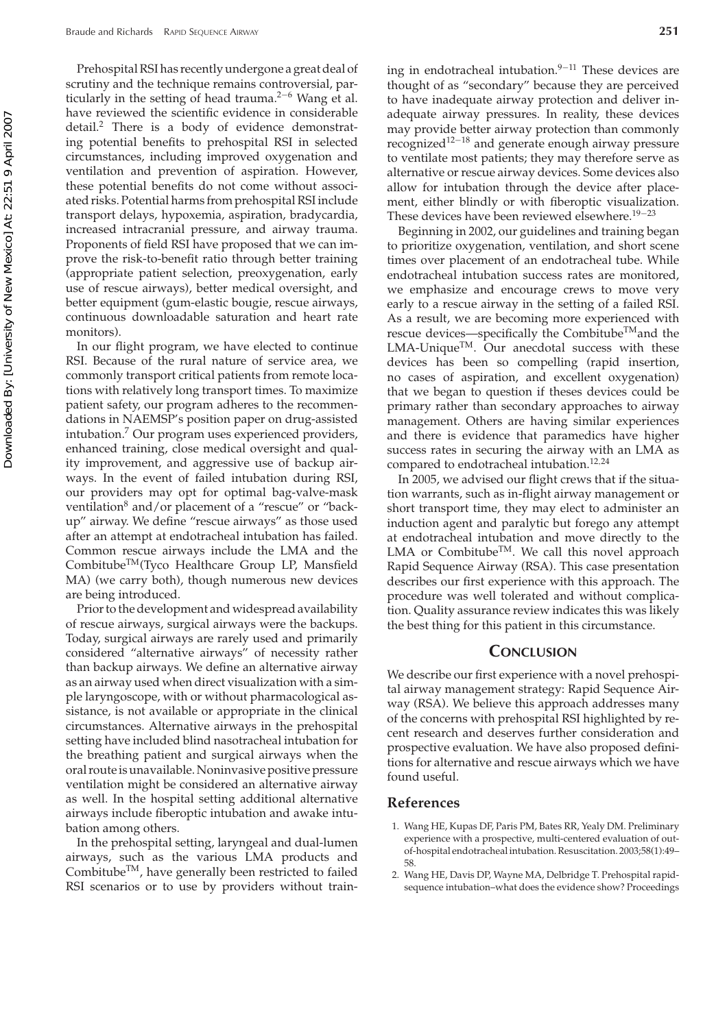Prehospital RSI has recently undergone a great deal of scrutiny and the technique remains controversial, particularly in the setting of head trauma.[2–6] Wang et al. have reviewed the scientific evidence in considerable detail.[2] There is a body of evidence demonstrating potential benefits to prehospital RSI in selected circumstances, including improved oxygenation and ventilation and prevention of aspiration. However, these potential benefits do not come without associated risks. Potential harms from prehospital RSI include transport delays, hypoxemia, aspiration, bradycardia, increased intracranial pressure, and airway trauma. Proponents of field RSI have proposed that we can improve the risk-to-benefit ratio through better training (appropriate patient selection, preoxygenation, early use of rescue airways), better medical oversight, and better equipment (gum-elastic bougie, rescue airways, continuous downloadable saturation and heart rate monitors).

In our flight program, we have elected to continue RSI. Because of the rural nature of service area, we commonly transport critical patients from remote locations with relatively long transport times. To maximize patient safety, our program adheres to the recommendations in NAEMSP's position paper on drug-assisted intubation.[7] Our program uses experienced providers, enhanced training, close medical oversight and quality improvement, and aggressive use of backup airways. In the event of failed intubation during RSI, our providers may opt for optimal bag-valve-mask ventilation[8] and/or placement of a "rescue" or "backup" airway. We define "rescue airways" as those used after an attempt at endotracheal intubation has failed. Common rescue airways include the LMA and the Combitube™(Tyco Healthcare Group LP, Mansfield MA) (we carry both), though numerous new devices are being introduced.

Prior to the development and widespread availability of rescue airways, surgical airways were the backups. Today, surgical airways are rarely used and primarily considered "alternative airways" of necessity rather than backup airways. We define an alternative airway as an airway used when direct visualization with a simple laryngoscope, with or without pharmacological assistance, is not available or appropriate in the clinical circumstances. Alternative airways in the prehospital setting have included blind nasotracheal intubation for the breathing patient and surgical airways when the oral route is unavailable. Noninvasive positive pressure ventilation might be considered an alternative airway as well. In the hospital setting additional alternative airways include fiberoptic intubation and awake intubation among others.

In the prehospital setting, laryngeal and dual-lumen airways, such as the various LMA products and Combitube™, have generally been restricted to failed RSI scenarios or to use by providers without training in endotracheal intubation.[9–11] These devices are thought of as "secondary" because they are perceived to have inadequate airway protection and deliver inadequate airway pressures. In reality, these devices may provide better airway protection than commonly recognized[12–18] and generate enough airway pressure to ventilate most patients; they may therefore serve as alternative or rescue airway devices. Some devices also allow for intubation through the device after placement, either blindly or with fiberoptic visualization. These devices have been reviewed elsewhere.[19–23]

Beginning in 2002, our guidelines and training began to prioritize oxygenation, ventilation, and short scene times over placement of an endotracheal tube. While endotracheal intubation success rates are monitored, we emphasize and encourage crews to move very early to a rescue airway in the setting of a failed RSI. As a result, we are becoming more experienced with rescue devices—specifically the Combitube™and the LMA-Unique™. Our anecdotal success with these devices has been so compelling (rapid insertion, no cases of aspiration, and excellent oxygenation) that we began to question if theses devices could be primary rather than secondary approaches to airway management. Others are having similar experiences and there is evidence that paramedics have higher success rates in securing the airway with an LMA as compared to endotracheal intubation.[12,24]

In 2005, we advised our flight crews that if the situation warrants, such as in-flight airway management or short transport time, they may elect to administer an induction agent and paralytic but forego any attempt at endotracheal intubation and move directly to the LMA or Combitube™. We call this novel approach Rapid Sequence Airway (RSA). This case presentation describes our first experience with this approach. The procedure was well tolerated and without complication. Quality assurance review indicates this was likely the best thing for this patient in this circumstance.

## Conclusion

We describe our first experience with a novel prehospital airway management strategy: Rapid Sequence Airway (RSA). We believe this approach addresses many of the concerns with prehospital RSI highlighted by recent research and deserves further consideration and prospective evaluation. We have also proposed definitions for alternative and rescue airways which we have found useful.

## References

1. Wang HE, Kupas DF, Paris PM, Bates RR, Yealy DM. Preliminary experience with a prospective, multi-centered evaluation of out-of-hospital endotracheal intubation. Resuscitation. 2003;58(1):49–58.
2. Wang HE, Davis DP, Wayne MA, Delbridge T. Prehospital rapid-sequence intubation–what does the evidence show? Proceedings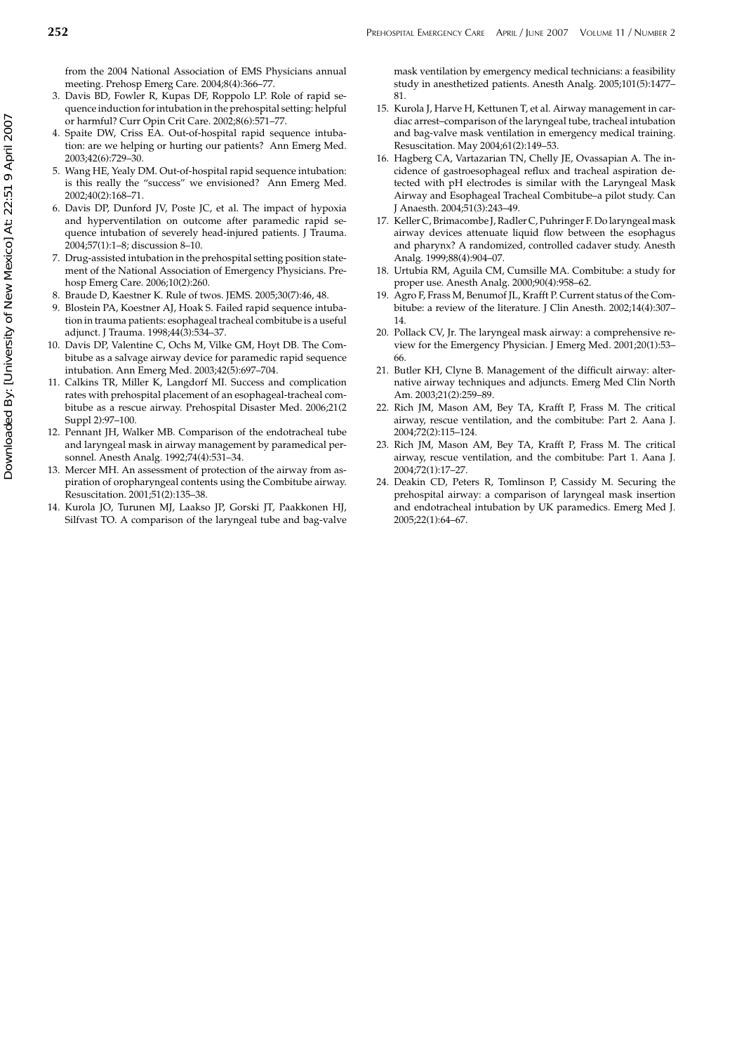from the 2004 National Association of EMS Physicians annual meeting. Prehosp Emerg Care. 2004;8(4):366–77.

3. Davis BD, Fowler R, Kupas DF, Roppolo LP. Role of rapid sequence induction for intubation in the prehospital setting: helpful or harmful? Curr Opin Crit Care. 2002;8(6):571–77.
4. Spaite DW, Criss EA. Out-of-hospital rapid sequence intubation: are we helping or hurting our patients? Ann Emerg Med. 2003;42(6):729–30.
5. Wang HE, Yealy DM. Out-of-hospital rapid sequence intubation: is this really the "success" we envisioned? Ann Emerg Med. 2002;40(2):168–71.
6. Davis DP, Dunford JV, Poste JC, et al. The impact of hypoxia and hyperventilation on outcome after paramedic rapid sequence intubation of severely head-injured patients. J Trauma. 2004;57(1):1–8; discussion 8–10.
7. Drug-assisted intubation in the prehospital setting position statement of the National Association of Emergency Physicians. Prehosp Emerg Care. 2006;10(2):260.
8. Braude D, Kaestner K. Rule of twos. JEMS. 2005;30(7):46, 48.
9. Blostein PA, Koestner AJ, Hoak S. Failed rapid sequence intubation in trauma patients: esophageal tracheal combitube is a useful adjunct. J Trauma. 1998;44(3):534–37.
10. Davis DP, Valentine C, Ochs M, Vilke GM, Hoyt DB. The Combitube as a salvage airway device for paramedic rapid sequence intubation. Ann Emerg Med. 2003;42(5):697–704.
11. Calkins TR, Miller K, Langdorf MI. Success and complication rates with prehospital placement of an esophageal-tracheal combitube as a rescue airway. Prehospital Disaster Med. 2006;21(2 Suppl 2):97–100.
12. Pennant JH, Walker MB. Comparison of the endotracheal tube and laryngeal mask in airway management by paramedical personnel. Anesth Analg. 1992;74(4):531–34.
13. Mercer MH. An assessment of protection of the airway from aspiration of oropharyngeal contents using the Combitube airway. Resuscitation. 2001;51(2):135–38.
14. Kurola JO, Turunen MJ, Laakso JP, Gorski JT, Paakkonen HJ, Silfvast TO. A comparison of the laryngeal tube and bag-valve mask ventilation by emergency medical technicians: a feasibility study in anesthetized patients. Anesth Analg. 2005;101(5):1477–81.
15. Kurola J, Harve H, Kettunen T, et al. Airway management in cardiac arrest–comparison of the laryngeal tube, tracheal intubation and bag-valve mask ventilation in emergency medical training. Resuscitation. May 2004;61(2):149–53.
16. Hagberg CA, Vartazarian TN, Chelly JE, Ovassapian A. The incidence of gastroesophageal reflux and tracheal aspiration detected with pH electrodes is similar with the Laryngeal Mask Airway and Esophageal Tracheal Combitube–a pilot study. Can J Anaesth. 2004;51(3):243–49.
17. Keller C, Brimacombe J, Radler C, Puhringer F. Do laryngeal mask airway devices attenuate liquid flow between the esophagus and pharynx? A randomized, controlled cadaver study. Anesth Analg. 1999;88(4):904–07.
18. Urtubia RM, Aguila CM, Cumsille MA. Combitube: a study for proper use. Anesth Analg. 2000;90(4):958–62.
19. Agro F, Frass M, Benumof JL, Krafft P. Current status of the Combitube: a review of the literature. J Clin Anesth. 2002;14(4):307–14.
20. Pollack CV, Jr. The laryngeal mask airway: a comprehensive review for the Emergency Physician. J Emerg Med. 2001;20(1):53–66.
21. Butler KH, Clyne B. Management of the difficult airway: alternative airway techniques and adjuncts. Emerg Med Clin North Am. 2003;21(2):259–89.
22. Rich JM, Mason AM, Bey TA, Krafft P, Frass M. The critical airway, rescue ventilation, and the combitube: Part 2. Aana J. 2004;72(2):115–124.
23. Rich JM, Mason AM, Bey TA, Krafft P, Frass M. The critical airway, rescue ventilation, and the combitube: Part 1. Aana J. 2004;72(1):17–27.
24. Deakin CD, Peters R, Tomlinson P, Cassidy M. Securing the prehospital airway: a comparison of laryngeal mask insertion and endotracheal intubation by UK paramedics. Emerg Med J. 2005;22(1):64–67.